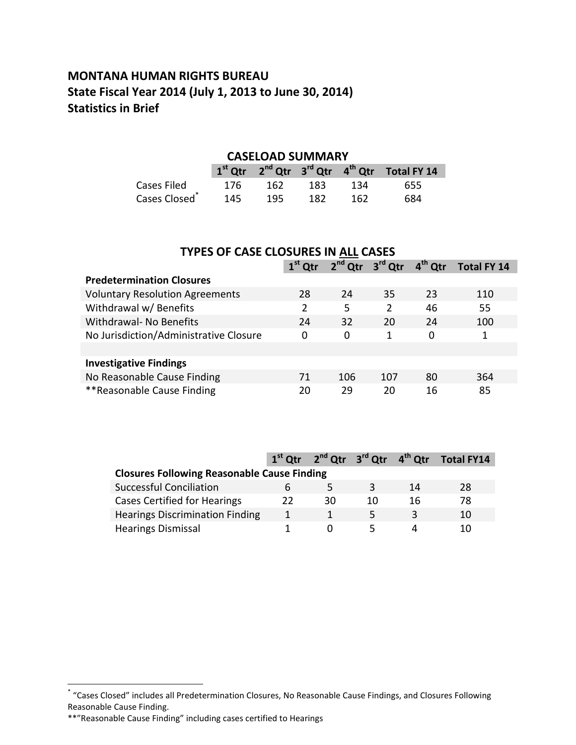## MONTANA HUMAN RIGHTS BUREAU
## State Fiscal Year 2014 (July 1, 2013 to June 30, 2014)
## Statistics in Brief

### CASELOAD SUMMARY

| | 1st Qtr | 2nd Qtr | 3rd Qtr | 4th Qtr | Total FY 14 |
|---|---|---|---|---|---|
| Cases Filed | 176 | 162 | 183 | 134 | 655 |
| Cases Closed* | 145 | 195 | 182 | 162 | 684 |

### TYPES OF CASE CLOSURES IN ALL CASES

| | 1st Qtr | 2nd Qtr | 3rd Qtr | 4th Qtr | Total FY 14 |
|---|---|---|---|---|---|
| **Predetermination Closures** | | | | | |
| Voluntary Resolution Agreements | 28 | 24 | 35 | 23 | 110 |
| Withdrawal w/ Benefits | 2 | 5 | 2 | 46 | 55 |
| Withdrawal- No Benefits | 24 | 32 | 20 | 24 | 100 |
| No Jurisdiction/Administrative Closure | 0 | 0 | 1 | 0 | 1 |
| | | | | | |
| **Investigative Findings** | | | | | |
| No Reasonable Cause Finding | 71 | 106 | 107 | 80 | 364 |
| **Reasonable Cause Finding | 20 | 29 | 20 | 16 | 85 |

| | 1st Qtr | 2nd Qtr | 3rd Qtr | 4th Qtr | Total FY14 |
|---|---|---|---|---|---|
| **Closures Following Reasonable Cause Finding** | | | | | |
| Successful Conciliation | 6 | 5 | 3 | 14 | 28 |
| Cases Certified for Hearings | 22 | 30 | 10 | 16 | 78 |
| Hearings Discrimination Finding | 1 | 1 | 5 | 3 | 10 |
| Hearings Dismissal | 1 | 0 | 5 | 4 | 10 |

* "Cases Closed" includes all Predetermination Closures, No Reasonable Cause Findings, and Closures Following Reasonable Cause Finding.

**"Reasonable Cause Finding" including cases certified to Hearings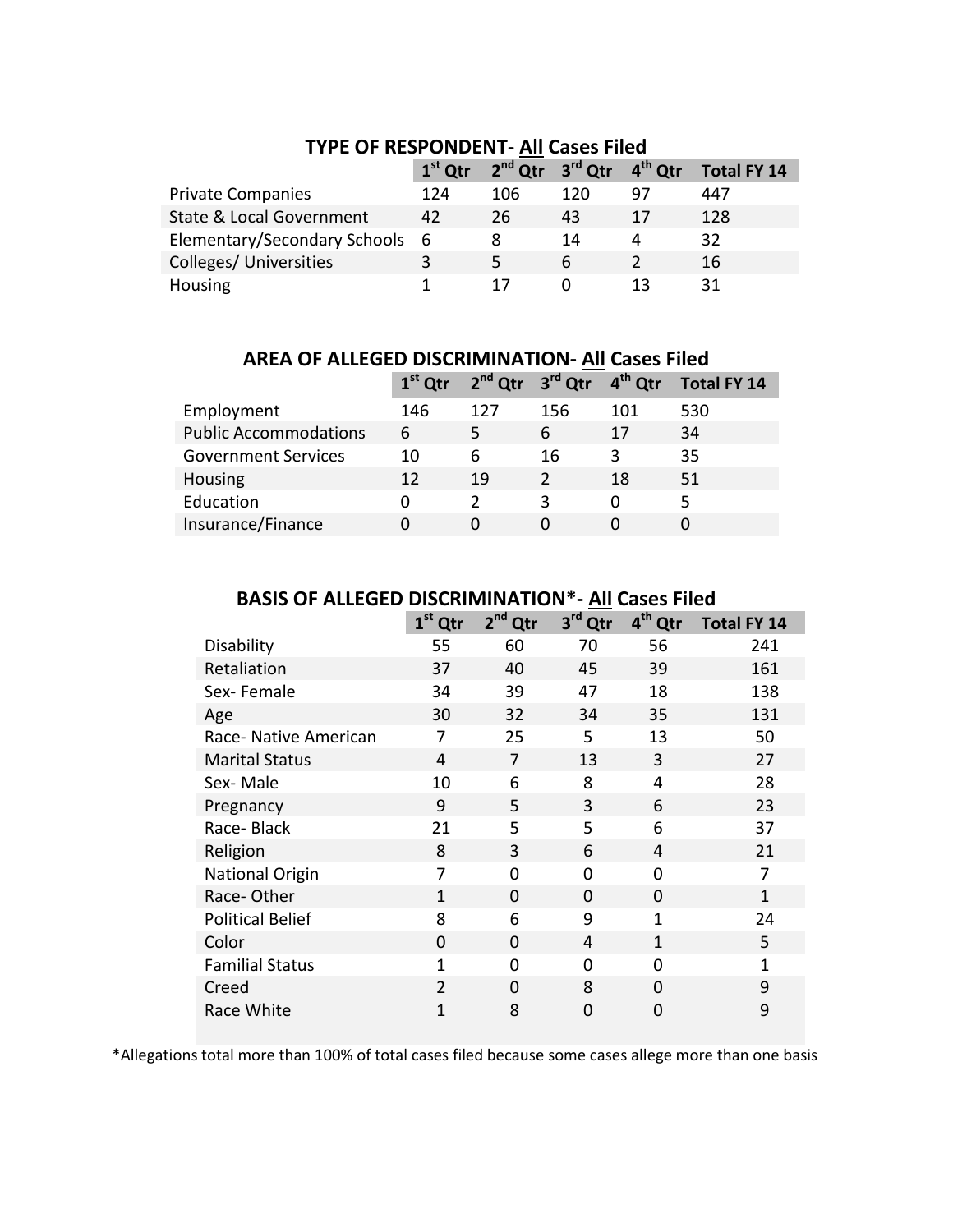### TYPE OF RESPONDENT- All Cases Filed

| | 1st Qtr | 2nd Qtr | 3rd Qtr | 4th Qtr | Total FY 14 |
|---|---|---|---|---|---|
| Private Companies | 124 | 106 | 120 | 97 | 447 |
| State & Local Government | 42 | 26 | 43 | 17 | 128 |
| Elementary/Secondary Schools | 6 | 8 | 14 | 4 | 32 |
| Colleges/ Universities | 3 | 5 | 6 | 2 | 16 |
| Housing | 1 | 17 | 0 | 13 | 31 |

### AREA OF ALLEGED DISCRIMINATION- All Cases Filed

| | 1st Qtr | 2nd Qtr | 3rd Qtr | 4th Qtr | Total FY 14 |
|---|---|---|---|---|---|
| Employment | 146 | 127 | 156 | 101 | 530 |
| Public Accommodations | 6 | 5 | 6 | 17 | 34 |
| Government Services | 10 | 6 | 16 | 3 | 35 |
| Housing | 12 | 19 | 2 | 18 | 51 |
| Education | 0 | 2 | 3 | 0 | 5 |
| Insurance/Finance | 0 | 0 | 0 | 0 | 0 |

### BASIS OF ALLEGED DISCRIMINATION*- All Cases Filed

| | 1st Qtr | 2nd Qtr | 3rd Qtr | 4th Qtr | Total FY 14 |
|---|---|---|---|---|---|
| Disability | 55 | 60 | 70 | 56 | 241 |
| Retaliation | 37 | 40 | 45 | 39 | 161 |
| Sex- Female | 34 | 39 | 47 | 18 | 138 |
| Age | 30 | 32 | 34 | 35 | 131 |
| Race- Native American | 7 | 25 | 5 | 13 | 50 |
| Marital Status | 4 | 7 | 13 | 3 | 27 |
| Sex- Male | 10 | 6 | 8 | 4 | 28 |
| Pregnancy | 9 | 5 | 3 | 6 | 23 |
| Race- Black | 21 | 5 | 5 | 6 | 37 |
| Religion | 8 | 3 | 6 | 4 | 21 |
| National Origin | 7 | 0 | 0 | 0 | 7 |
| Race- Other | 1 | 0 | 0 | 0 | 1 |
| Political Belief | 8 | 6 | 9 | 1 | 24 |
| Color | 0 | 0 | 4 | 1 | 5 |
| Familial Status | 1 | 0 | 0 | 0 | 1 |
| Creed | 2 | 0 | 8 | 0 | 9 |
| Race White | 1 | 8 | 0 | 0 | 9 |

*Allegations total more than 100% of total cases filed because some cases allege more than one basis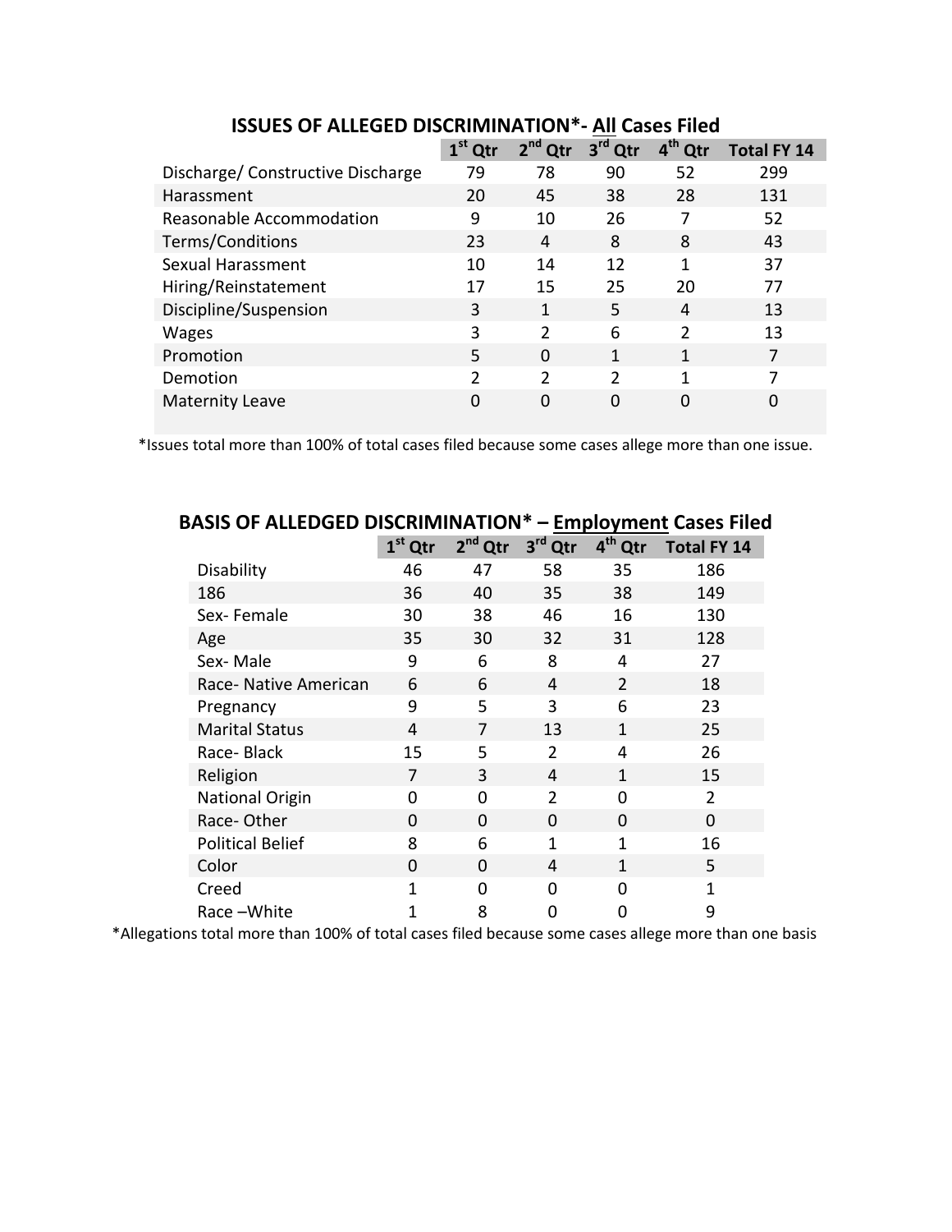## ISSUES OF ALLEGED DISCRIMINATION*- <u>All</u> Cases Filed

| | 1st Qtr | 2nd Qtr | 3rd Qtr | 4th Qtr | Total FY 14 |
|---|---|---|---|---|---|
| Discharge/ Constructive Discharge | 79 | 78 | 90 | 52 | 299 |
| Harassment | 20 | 45 | 38 | 28 | 131 |
| Reasonable Accommodation | 9 | 10 | 26 | 7 | 52 |
| Terms/Conditions | 23 | 4 | 8 | 8 | 43 |
| Sexual Harassment | 10 | 14 | 12 | 1 | 37 |
| Hiring/Reinstatement | 17 | 15 | 25 | 20 | 77 |
| Discipline/Suspension | 3 | 1 | 5 | 4 | 13 |
| Wages | 3 | 2 | 6 | 2 | 13 |
| Promotion | 5 | 0 | 1 | 1 | 7 |
| Demotion | 2 | 2 | 2 | 1 | 7 |
| Maternity Leave | 0 | 0 | 0 | 0 | 0 |

*Issues total more than 100% of total cases filed because some cases allege more than one issue.

## BASIS OF ALLEDGED DISCRIMINATION* – <u>Employment</u> Cases Filed

| | 1st Qtr | 2nd Qtr | 3rd Qtr | 4th Qtr | Total FY 14 |
|---|---|---|---|---|---|
| Disability | 46 | 47 | 58 | 35 | 186 |
| 186 | 36 | 40 | 35 | 38 | 149 |
| Sex- Female | 30 | 38 | 46 | 16 | 130 |
| Age | 35 | 30 | 32 | 31 | 128 |
| Sex- Male | 9 | 6 | 8 | 4 | 27 |
| Race- Native American | 6 | 6 | 4 | 2 | 18 |
| Pregnancy | 9 | 5 | 3 | 6 | 23 |
| Marital Status | 4 | 7 | 13 | 1 | 25 |
| Race- Black | 15 | 5 | 2 | 4 | 26 |
| Religion | 7 | 3 | 4 | 1 | 15 |
| National Origin | 0 | 0 | 2 | 0 | 2 |
| Race- Other | 0 | 0 | 0 | 0 | 0 |
| Political Belief | 8 | 6 | 1 | 1 | 16 |
| Color | 0 | 0 | 4 | 1 | 5 |
| Creed | 1 | 0 | 0 | 0 | 1 |
| Race –White | 1 | 8 | 0 | 0 | 9 |

*Allegations total more than 100% of total cases filed because some cases allege more than one basis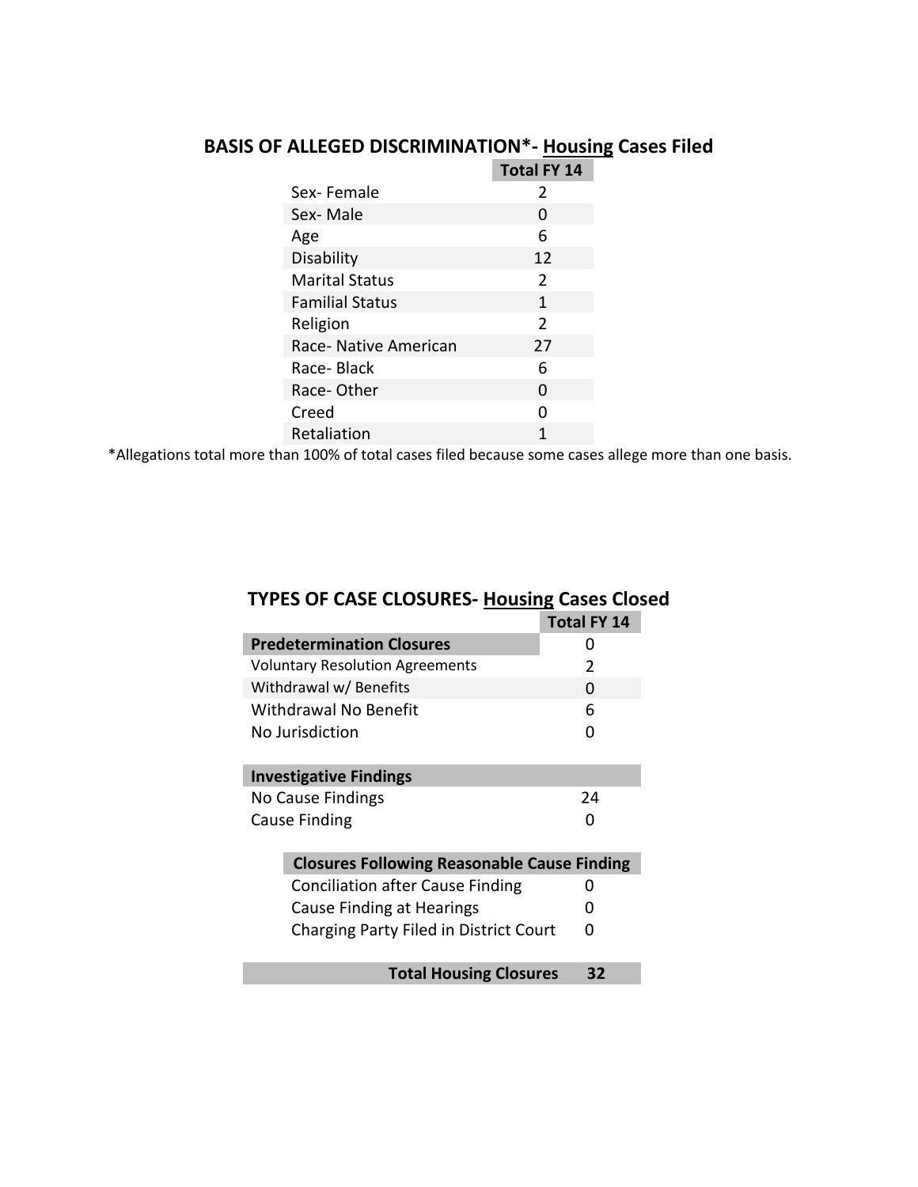## BASIS OF ALLEGED DISCRIMINATION*- Housing Cases Filed

| | Total FY 14 |
|---|---|
| Sex- Female | 2 |
| Sex- Male | 0 |
| Age | 6 |
| Disability | 12 |
| Marital Status | 2 |
| Familial Status | 1 |
| Religion | 2 |
| Race- Native American | 27 |
| Race- Black | 6 |
| Race- Other | 0 |
| Creed | 0 |
| Retaliation | 1 |

*Allegations total more than 100% of total cases filed because some cases allege more than one basis.

## TYPES OF CASE CLOSURES- Housing Cases Closed

| | Total FY 14 |
|---|---|
| **Predetermination Closures** | 0 |
| Voluntary Resolution Agreements | 2 |
| Withdrawal w/ Benefits | 0 |
| Withdrawal No Benefit | 6 |
| No Jurisdiction | 0 |
| **Investigative Findings** | |
| No Cause Findings | 24 |
| Cause Finding | 0 |
| **Closures Following Reasonable Cause Finding** | |
| Conciliation after Cause Finding | 0 |
| Cause Finding at Hearings | 0 |
| Charging Party Filed in District Court | 0 |
| **Total Housing Closures** | **32** |